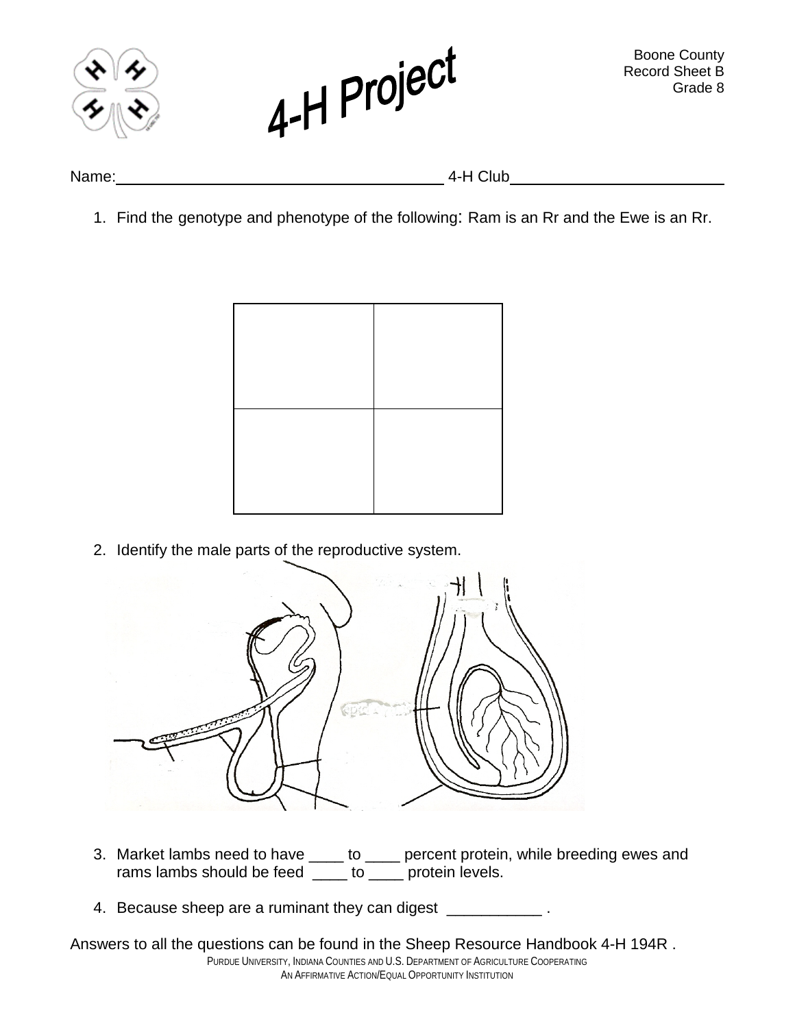Boone County
Record Sheet B
Grade 8

# 4-H Project

Name:______________________________ 4-H Club____________________

1. Find the genotype and phenotype of the following: Ram is an Rr and the Ewe is an Rr.

| | |
|---|---|
| | |
| | |

2. Identify the male parts of the reproductive system.

3. Market lambs need to have ____ to ____ percent protein, while breeding ewes and rams lambs should be feed ____ to ____ protein levels.

4. Because sheep are a ruminant they can digest ___________ .

Answers to all the questions can be found in the Sheep Resource Handbook 4-H 194R .

PURDUE UNIVERSITY, INDIANA COUNTIES AND U.S. DEPARTMENT OF AGRICULTURE COOPERATING
AN AFFIRMATIVE ACTION/EQUAL OPPORTUNITY INSTITUTION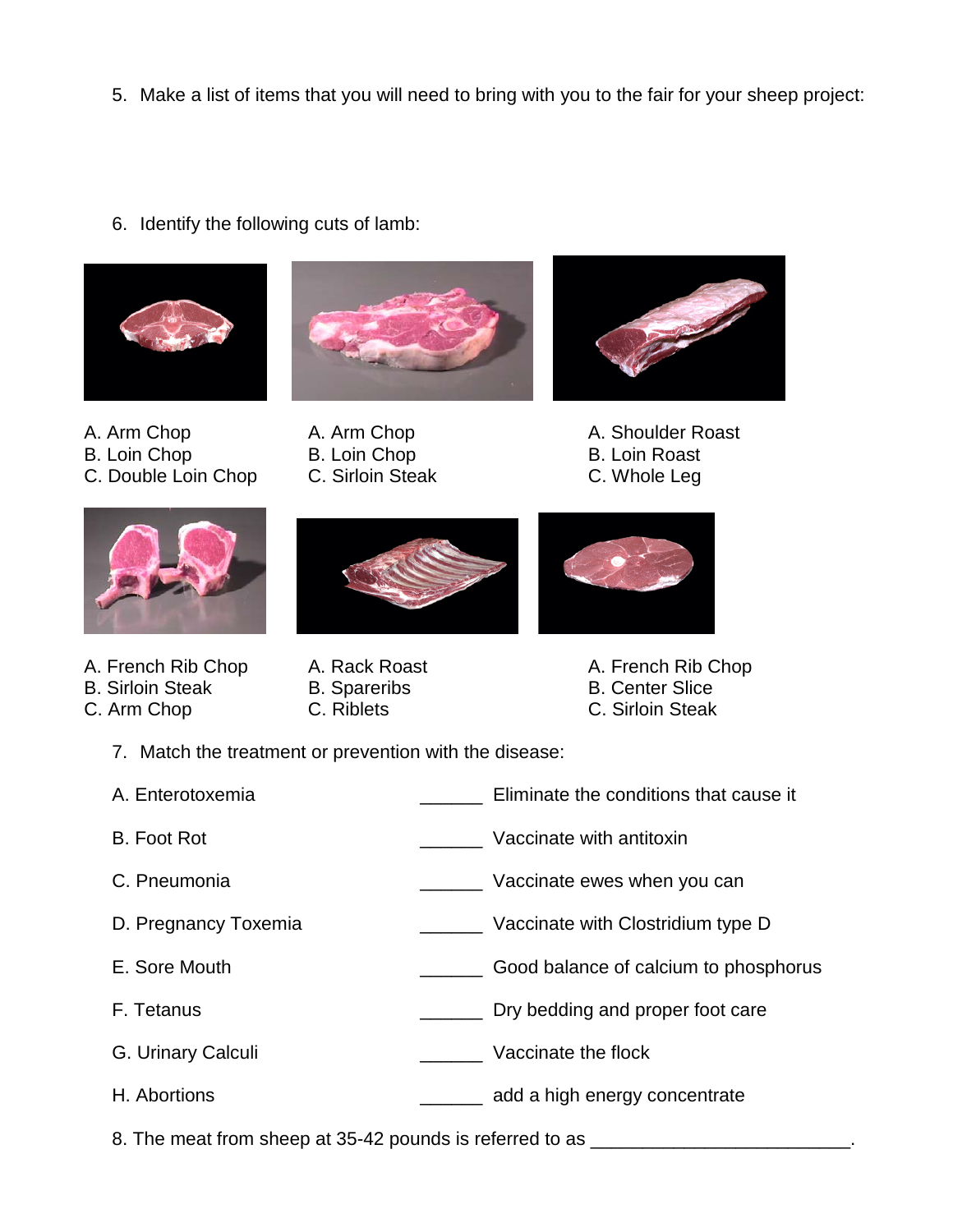5. Make a list of items that you will need to bring with you to the fair for your sheep project:

6. Identify the following cuts of lamb:

A. Arm Chop
B. Loin Chop
C. Double Loin Chop

A. Arm Chop
B. Loin Chop
C. Sirloin Steak

A. Shoulder Roast
B. Loin Roast
C. Whole Leg

A. French Rib Chop
B. Sirloin Steak
C. Arm Chop

A. Rack Roast
B. Spareribs
C. Riblets

A. French Rib Chop
B. Center Slice
C. Sirloin Steak

7. Match the treatment or prevention with the disease:

| | | |
|---|---|---|
| A. Enterotoxemia | ______ | Eliminate the conditions that cause it |
| B. Foot Rot | ______ | Vaccinate with antitoxin |
| C. Pneumonia | ______ | Vaccinate ewes when you can |
| D. Pregnancy Toxemia | ______ | Vaccinate with Clostridium type D |
| E. Sore Mouth | ______ | Good balance of calcium to phosphorus |
| F. Tetanus | ______ | Dry bedding and proper foot care |
| G. Urinary Calculi | ______ | Vaccinate the flock |
| H. Abortions | ______ | add a high energy concentrate |

8. The meat from sheep at 35-42 pounds is referred to as ________________________.